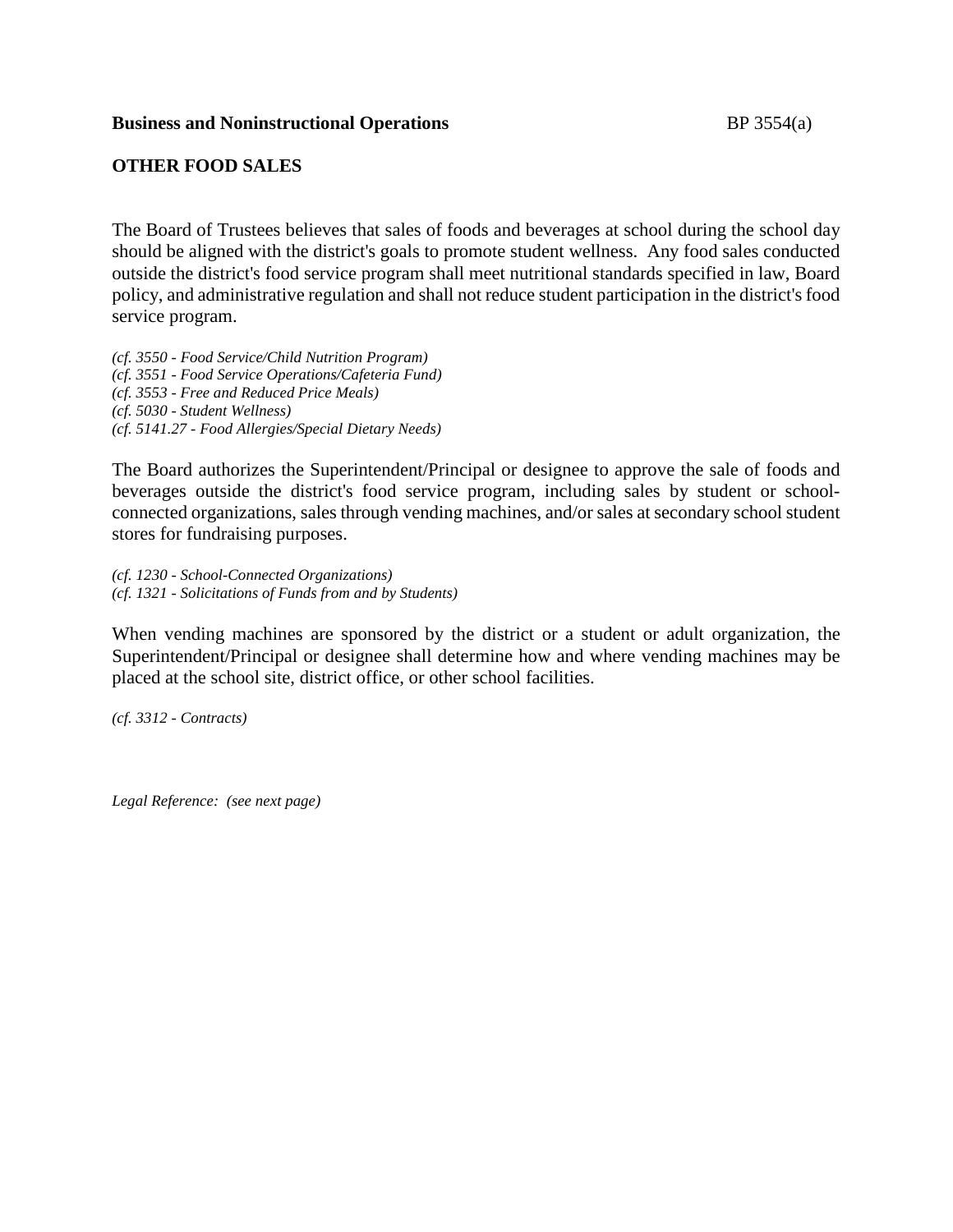**Business and Noninstructional Operations** BP 3554(a)

## OTHER FOOD SALES

The Board of Trustees believes that sales of foods and beverages at school during the school day should be aligned with the district's goals to promote student wellness. Any food sales conducted outside the district's food service program shall meet nutritional standards specified in law, Board policy, and administrative regulation and shall not reduce student participation in the district's food service program.

*(cf. 3550 - Food Service/Child Nutrition Program)*
*(cf. 3551 - Food Service Operations/Cafeteria Fund)*
*(cf. 3553 - Free and Reduced Price Meals)*
*(cf. 5030 - Student Wellness)*
*(cf. 5141.27 - Food Allergies/Special Dietary Needs)*

The Board authorizes the Superintendent/Principal or designee to approve the sale of foods and beverages outside the district's food service program, including sales by student or school-connected organizations, sales through vending machines, and/or sales at secondary school student stores for fundraising purposes.

*(cf. 1230 - School-Connected Organizations)*
*(cf. 1321 - Solicitations of Funds from and by Students)*

When vending machines are sponsored by the district or a student or adult organization, the Superintendent/Principal or designee shall determine how and where vending machines may be placed at the school site, district office, or other school facilities.

*(cf. 3312 - Contracts)*

*Legal Reference: (see next page)*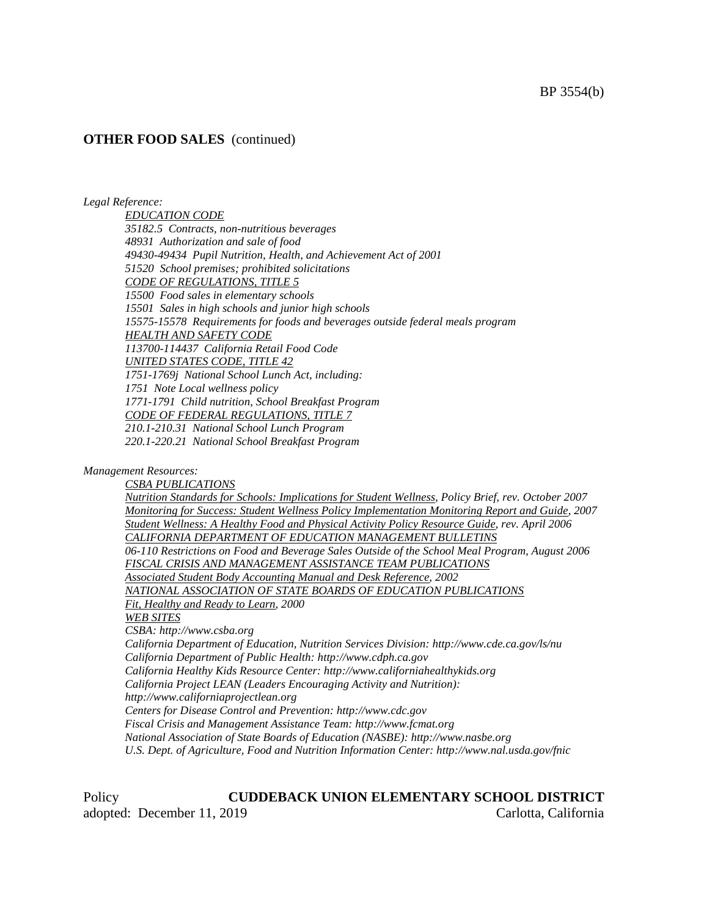## OTHER FOOD SALES (continued)

*Legal Reference:*

*EDUCATION CODE*
*35182.5 Contracts, non-nutritious beverages*
*48931 Authorization and sale of food*
*49430-49434 Pupil Nutrition, Health, and Achievement Act of 2001*
*51520 School premises; prohibited solicitations*
*CODE OF REGULATIONS, TITLE 5*
*15500 Food sales in elementary schools*
*15501 Sales in high schools and junior high schools*
*15575-15578 Requirements for foods and beverages outside federal meals program*
*HEALTH AND SAFETY CODE*
*113700-114437 California Retail Food Code*
*UNITED STATES CODE, TITLE 42*
*1751-1769j National School Lunch Act, including:*
*1751 Note Local wellness policy*
*1771-1791 Child nutrition, School Breakfast Program*
*CODE OF FEDERAL REGULATIONS, TITLE 7*
*210.1-210.31 National School Lunch Program*
*220.1-220.21 National School Breakfast Program*

*Management Resources:*

*CSBA PUBLICATIONS*
*Nutrition Standards for Schools: Implications for Student Wellness, Policy Brief, rev. October 2007*
*Monitoring for Success: Student Wellness Policy Implementation Monitoring Report and Guide, 2007*
*Student Wellness: A Healthy Food and Physical Activity Policy Resource Guide, rev. April 2006*
*CALIFORNIA DEPARTMENT OF EDUCATION MANAGEMENT BULLETINS*
*06-110 Restrictions on Food and Beverage Sales Outside of the School Meal Program, August 2006*
*FISCAL CRISIS AND MANAGEMENT ASSISTANCE TEAM PUBLICATIONS*
*Associated Student Body Accounting Manual and Desk Reference, 2002*
*NATIONAL ASSOCIATION OF STATE BOARDS OF EDUCATION PUBLICATIONS*
*Fit, Healthy and Ready to Learn, 2000*
*WEB SITES*
*CSBA: http://www.csba.org*
*California Department of Education, Nutrition Services Division: http://www.cde.ca.gov/ls/nu*
*California Department of Public Health: http://www.cdph.ca.gov*
*California Healthy Kids Resource Center: http://www.californiahealthykids.org*
*California Project LEAN (Leaders Encouraging Activity and Nutrition): http://www.californiaprojectlean.org*
*Centers for Disease Control and Prevention: http://www.cdc.gov*
*Fiscal Crisis and Management Assistance Team: http://www.fcmat.org*
*National Association of State Boards of Education (NASBE): http://www.nasbe.org*
*U.S. Dept. of Agriculture, Food and Nutrition Information Center: http://www.nal.usda.gov/fnic*

Policy **CUDDEBACK UNION ELEMENTARY SCHOOL DISTRICT**
adopted: December 11, 2019 Carlotta, California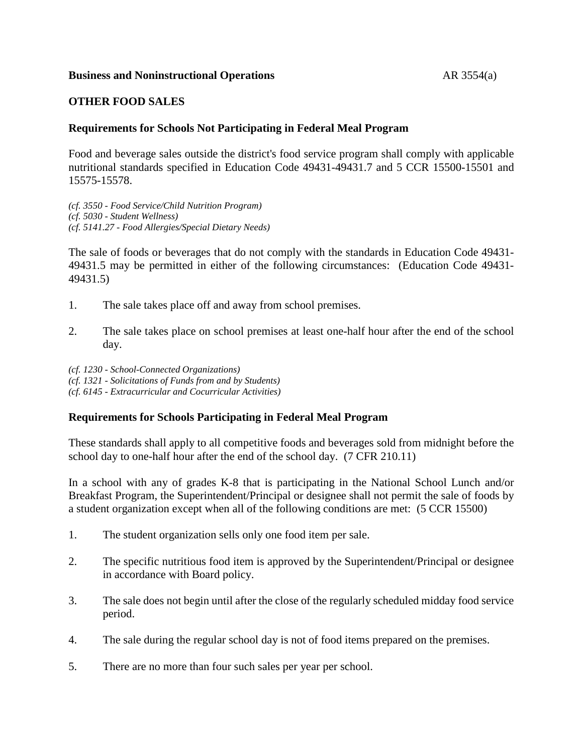**Business and Noninstructional Operations** AR 3554(a)

**OTHER FOOD SALES**

**Requirements for Schools Not Participating in Federal Meal Program**

Food and beverage sales outside the district's food service program shall comply with applicable nutritional standards specified in Education Code 49431-49431.7 and 5 CCR 15500-15501 and 15575-15578.

*(cf. 3550 - Food Service/Child Nutrition Program)*
*(cf. 5030 - Student Wellness)*
*(cf. 5141.27 - Food Allergies/Special Dietary Needs)*

The sale of foods or beverages that do not comply with the standards in Education Code 49431-49431.5 may be permitted in either of the following circumstances: (Education Code 49431-49431.5)

1. The sale takes place off and away from school premises.

2. The sale takes place on school premises at least one-half hour after the end of the school day.

*(cf. 1230 - School-Connected Organizations)*
*(cf. 1321 - Solicitations of Funds from and by Students)*
*(cf. 6145 - Extracurricular and Cocurricular Activities)*

**Requirements for Schools Participating in Federal Meal Program**

These standards shall apply to all competitive foods and beverages sold from midnight before the school day to one-half hour after the end of the school day. (7 CFR 210.11)

In a school with any of grades K-8 that is participating in the National School Lunch and/or Breakfast Program, the Superintendent/Principal or designee shall not permit the sale of foods by a student organization except when all of the following conditions are met: (5 CCR 15500)

1. The student organization sells only one food item per sale.

2. The specific nutritious food item is approved by the Superintendent/Principal or designee in accordance with Board policy.

3. The sale does not begin until after the close of the regularly scheduled midday food service period.

4. The sale during the regular school day is not of food items prepared on the premises.

5. There are no more than four such sales per year per school.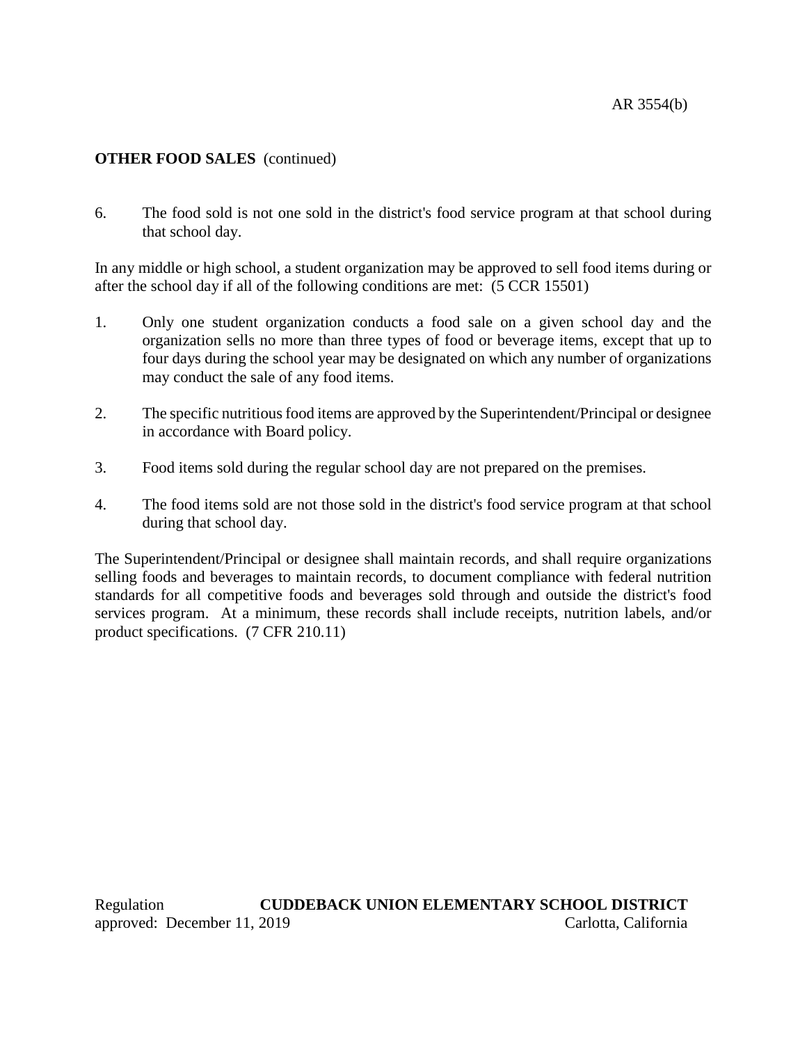**OTHER FOOD SALES** (continued)

6. The food sold is not one sold in the district's food service program at that school during that school day.

In any middle or high school, a student organization may be approved to sell food items during or after the school day if all of the following conditions are met: (5 CCR 15501)

1. Only one student organization conducts a food sale on a given school day and the organization sells no more than three types of food or beverage items, except that up to four days during the school year may be designated on which any number of organizations may conduct the sale of any food items.

2. The specific nutritious food items are approved by the Superintendent/Principal or designee in accordance with Board policy.

3. Food items sold during the regular school day are not prepared on the premises.

4. The food items sold are not those sold in the district's food service program at that school during that school day.

The Superintendent/Principal or designee shall maintain records, and shall require organizations selling foods and beverages to maintain records, to document compliance with federal nutrition standards for all competitive foods and beverages sold through and outside the district's food services program. At a minimum, these records shall include receipts, nutrition labels, and/or product specifications. (7 CFR 210.11)

Regulation approved: December 11, 2019

**CUDDEBACK UNION ELEMENTARY SCHOOL DISTRICT**
Carlotta, California